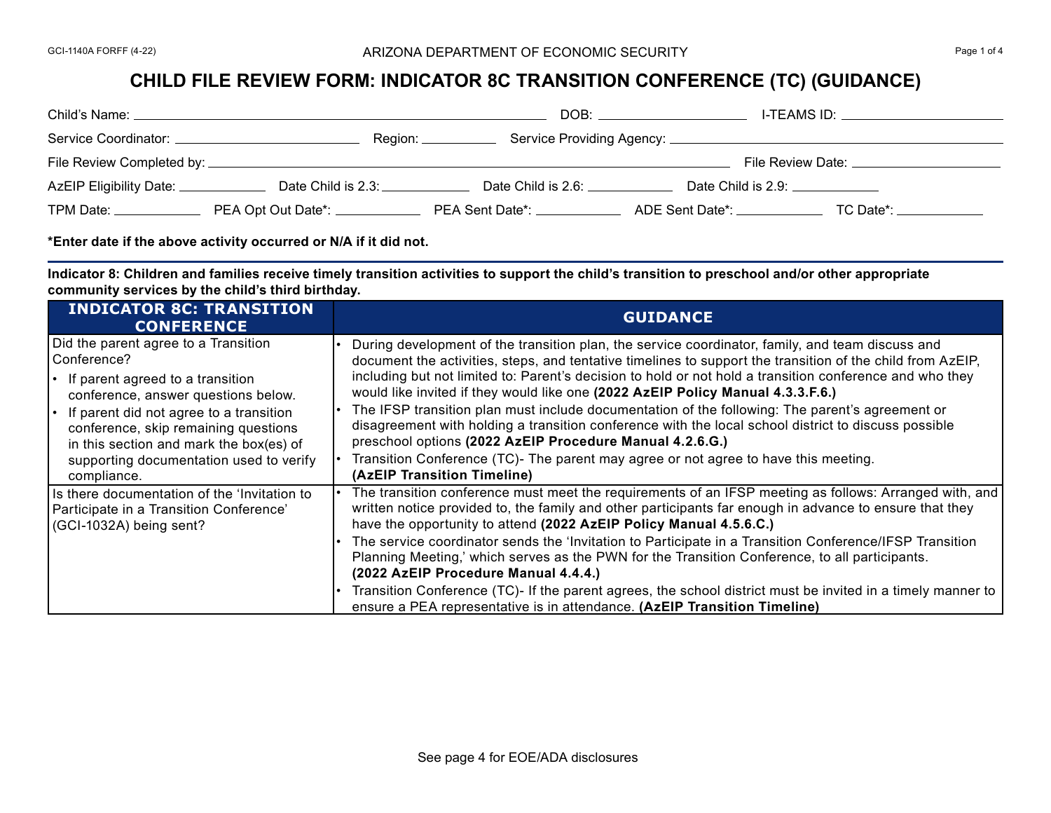GCI-1140A FORFF (4-22)

ARIZONA DEPARTMENT OF ECONOMIC SECURITY

# CHILD FILE REVIEW FORM: INDICATOR 8C TRANSITION CONFERENCE (TC) (GUIDANCE)

Child's Name: ______________________ DOB: ______________ I-TEAMS ID: ______________

Service Coordinator: ______________ Region: ________ Service Providing Agency: ______________________

File Review Completed by: ______________________________ File Review Date: ______________

AzEIP Eligibility Date: __________ Date Child is 2.3: __________ Date Child is 2.6: __________ Date Child is 2.9: __________

TPM Date: __________ PEA Opt Out Date*: __________ PEA Sent Date*: __________ ADE Sent Date*: __________ TC Date*: __________

**\*Enter date if the above activity occurred or N/A if it did not.**

**Indicator 8: Children and families receive timely transition activities to support the child's transition to preschool and/or other appropriate community services by the child's third birthday.**

| INDICATOR 8C: TRANSITION CONFERENCE | GUIDANCE |
|---|---|
| Did the parent agree to a Transition Conference?<br>• If parent agreed to a transition conference, answer questions below.<br>• If parent did not agree to a transition conference, skip remaining questions in this section and mark the box(es) of supporting documentation used to verify compliance. | • During development of the transition plan, the service coordinator, family, and team discuss and document the activities, steps, and tentative timelines to support the transition of the child from AzEIP, including but not limited to: Parent's decision to hold or not hold a transition conference and who they would like invited if they would like one **(2022 AzEIP Policy Manual 4.3.3.F.6.)**<br>• The IFSP transition plan must include documentation of the following: The parent's agreement or disagreement with holding a transition conference with the local school district to discuss possible preschool options **(2022 AzEIP Procedure Manual 4.2.6.G.)**<br>• Transition Conference (TC)- The parent may agree or not agree to have this meeting. **(AzEIP Transition Timeline)** |
| Is there documentation of the 'Invitation to Participate in a Transition Conference' (GCI-1032A) being sent? | • The transition conference must meet the requirements of an IFSP meeting as follows: Arranged with, and written notice provided to, the family and other participants far enough in advance to ensure that they have the opportunity to attend **(2022 AzEIP Policy Manual 4.5.6.C.)**<br>• The service coordinator sends the 'Invitation to Participate in a Transition Conference/IFSP Transition Planning Meeting,' which serves as the PWN for the Transition Conference, to all participants. **(2022 AzEIP Procedure Manual 4.4.4.)**<br>• Transition Conference (TC)- If the parent agrees, the school district must be invited in a timely manner to ensure a PEA representative is in attendance. **(AzEIP Transition Timeline)** |

See page 4 for EOE/ADA disclosures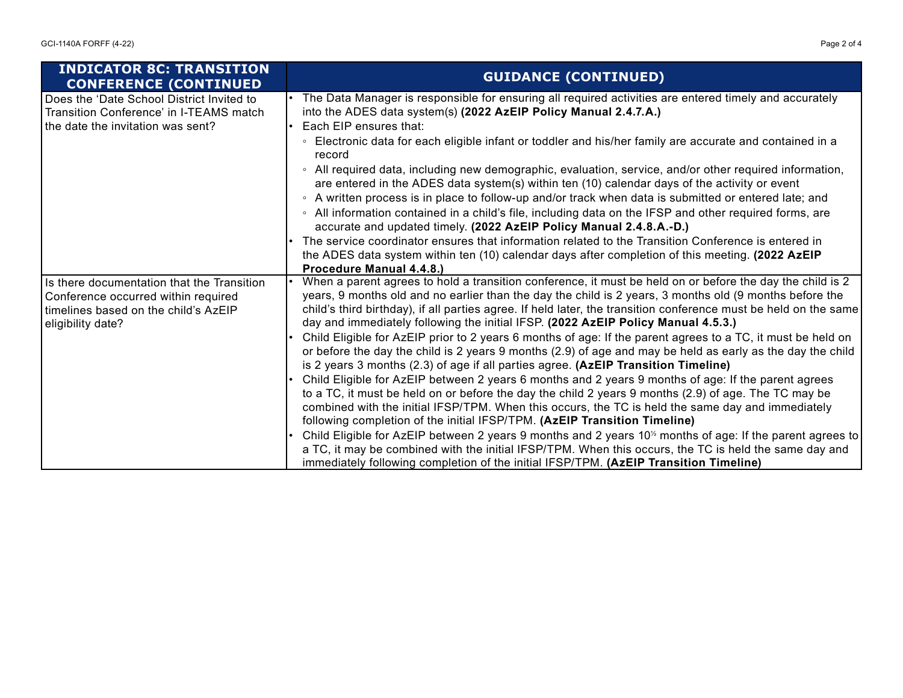| INDICATOR 8C: TRANSITION CONFERENCE (CONTINUED | GUIDANCE (CONTINUED) |
|---|---|
| Does the 'Date School District Invited to Transition Conference' in I-TEAMS match the date the invitation was sent? | • The Data Manager is responsible for ensuring all required activities are entered timely and accurately into the ADES data system(s) **(2022 AzEIP Policy Manual 2.4.7.A.)**<br>• Each EIP ensures that:<br>◦ Electronic data for each eligible infant or toddler and his/her family are accurate and contained in a record<br>◦ All required data, including new demographic, evaluation, service, and/or other required information, are entered in the ADES data system(s) within ten (10) calendar days of the activity or event<br>◦ A written process is in place to follow-up and/or track when data is submitted or entered late; and<br>◦ All information contained in a child's file, including data on the IFSP and other required forms, are accurate and updated timely. **(2022 AzEIP Policy Manual 2.4.8.A.-D.)**<br>• The service coordinator ensures that information related to the Transition Conference is entered in the ADES data system within ten (10) calendar days after completion of this meeting. **(2022 AzEIP Procedure Manual 4.4.8.)** |
| Is there documentation that the Transition Conference occurred within required timelines based on the child's AzEIP eligibility date? | • When a parent agrees to hold a transition conference, it must be held on or before the day the child is 2 years, 9 months old and no earlier than the day the child is 2 years, 3 months old (9 months before the child's third birthday), if all parties agree. If held later, the transition conference must be held on the same day and immediately following the initial IFSP. **(2022 AzEIP Policy Manual 4.5.3.)**<br>• Child Eligible for AzEIP prior to 2 years 6 months of age: If the parent agrees to a TC, it must be held on or before the day the child is 2 years 9 months (2.9) of age and may be held as early as the day the child is 2 years 3 months (2.3) of age if all parties agree. **(AzEIP Transition Timeline)**<br>• Child Eligible for AzEIP between 2 years 6 months and 2 years 9 months of age: If the parent agrees to a TC, it must be held on or before the day the child 2 years 9 months (2.9) of age. The TC may be combined with the initial IFSP/TPM. When this occurs, the TC is held the same day and immediately following completion of the initial IFSP/TPM. **(AzEIP Transition Timeline)**<br>• Child Eligible for AzEIP between 2 years 9 months and 2 years 10½ months of age: If the parent agrees to a TC, it may be combined with the initial IFSP/TPM. When this occurs, the TC is held the same day and immediately following completion of the initial IFSP/TPM. **(AzEIP Transition Timeline)** |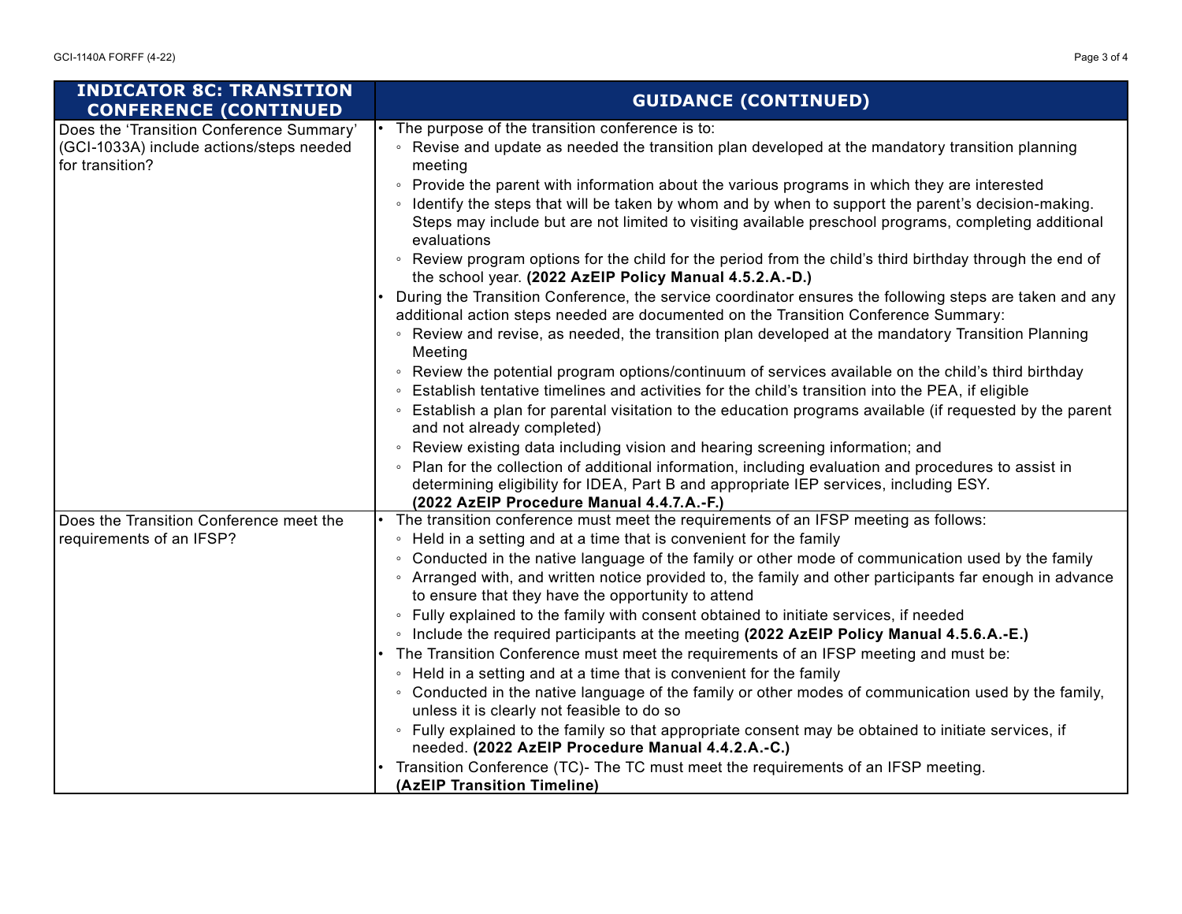| INDICATOR 8C: TRANSITION CONFERENCE (CONTINUED | GUIDANCE (CONTINUED) |
|---|---|
| Does the 'Transition Conference Summary' (GCI-1033A) include actions/steps needed for transition? | • The purpose of the transition conference is to:<br>◦ Revise and update as needed the transition plan developed at the mandatory transition planning meeting<br>◦ Provide the parent with information about the various programs in which they are interested<br>◦ Identify the steps that will be taken by whom and by when to support the parent's decision-making. Steps may include but are not limited to visiting available preschool programs, completing additional evaluations<br>◦ Review program options for the child for the period from the child's third birthday through the end of the school year. **(2022 AzEIP Policy Manual 4.5.2.A.-D.)**<br>• During the Transition Conference, the service coordinator ensures the following steps are taken and any additional action steps needed are documented on the Transition Conference Summary:<br>◦ Review and revise, as needed, the transition plan developed at the mandatory Transition Planning Meeting<br>◦ Review the potential program options/continuum of services available on the child's third birthday<br>◦ Establish tentative timelines and activities for the child's transition into the PEA, if eligible<br>◦ Establish a plan for parental visitation to the education programs available (if requested by the parent and not already completed)<br>◦ Review existing data including vision and hearing screening information; and<br>◦ Plan for the collection of additional information, including evaluation and procedures to assist in determining eligibility for IDEA, Part B and appropriate IEP services, including ESY. **(2022 AzEIP Procedure Manual 4.4.7.A.-F.)** |
| Does the Transition Conference meet the requirements of an IFSP? | • The transition conference must meet the requirements of an IFSP meeting as follows:<br>◦ Held in a setting and at a time that is convenient for the family<br>◦ Conducted in the native language of the family or other mode of communication used by the family<br>◦ Arranged with, and written notice provided to, the family and other participants far enough in advance to ensure that they have the opportunity to attend<br>◦ Fully explained to the family with consent obtained to initiate services, if needed<br>◦ Include the required participants at the meeting **(2022 AzEIP Policy Manual 4.5.6.A.-E.)**<br>• The Transition Conference must meet the requirements of an IFSP meeting and must be:<br>◦ Held in a setting and at a time that is convenient for the family<br>◦ Conducted in the native language of the family or other modes of communication used by the family, unless it is clearly not feasible to do so<br>◦ Fully explained to the family so that appropriate consent may be obtained to initiate services, if needed. **(2022 AzEIP Procedure Manual 4.4.2.A.-C.)**<br>• Transition Conference (TC)- The TC must meet the requirements of an IFSP meeting. **(AzEIP Transition Timeline)** |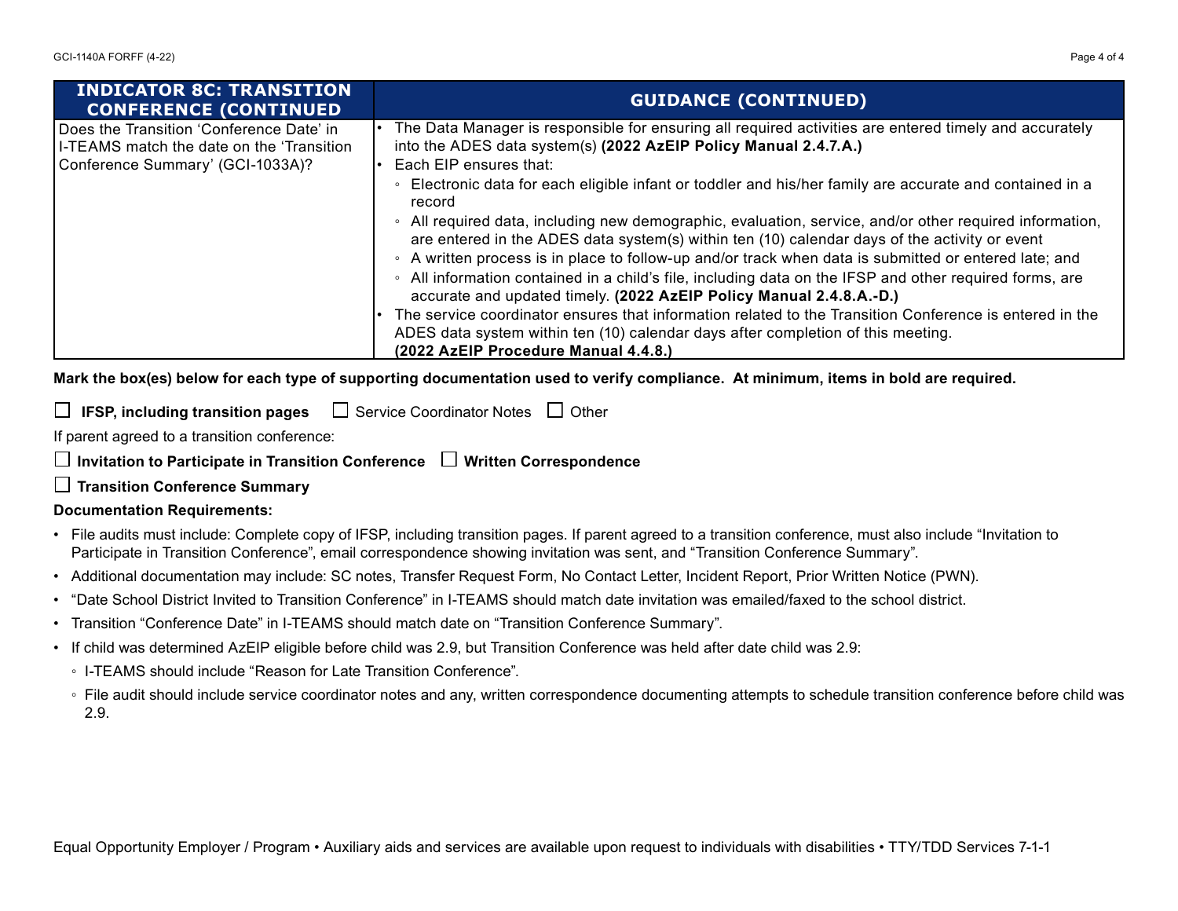| INDICATOR 8C: TRANSITION CONFERENCE (CONTINUED | GUIDANCE (CONTINUED) |
| --- | --- |
| Does the Transition 'Conference Date' in I-TEAMS match the date on the 'Transition Conference Summary' (GCI-1033A)? | • The Data Manager is responsible for ensuring all required activities are entered timely and accurately into the ADES data system(s) **(2022 AzEIP Policy Manual 2.4.7.A.)**<br>• Each EIP ensures that:<br>◦ Electronic data for each eligible infant or toddler and his/her family are accurate and contained in a record<br>◦ All required data, including new demographic, evaluation, service, and/or other required information, are entered in the ADES data system(s) within ten (10) calendar days of the activity or event<br>◦ A written process is in place to follow-up and/or track when data is submitted or entered late; and<br>◦ All information contained in a child's file, including data on the IFSP and other required forms, are accurate and updated timely. **(2022 AzEIP Policy Manual 2.4.8.A.-D.)**<br>• The service coordinator ensures that information related to the Transition Conference is entered in the ADES data system within ten (10) calendar days after completion of this meeting. **(2022 AzEIP Procedure Manual 4.4.8.)** |

**Mark the box(es) below for each type of supporting documentation used to verify compliance. At minimum, items in bold are required.**

☐ **IFSP, including transition pages** ☐ Service Coordinator Notes ☐ Other

If parent agreed to a transition conference:

☐ **Invitation to Participate in Transition Conference** ☐ **Written Correspondence**

☐ **Transition Conference Summary**

**Documentation Requirements:**

- File audits must include: Complete copy of IFSP, including transition pages. If parent agreed to a transition conference, must also include "Invitation to Participate in Transition Conference", email correspondence showing invitation was sent, and "Transition Conference Summary".
- Additional documentation may include: SC notes, Transfer Request Form, No Contact Letter, Incident Report, Prior Written Notice (PWN).
- "Date School District Invited to Transition Conference" in I-TEAMS should match date invitation was emailed/faxed to the school district.
- Transition "Conference Date" in I-TEAMS should match date on "Transition Conference Summary".
- If child was determined AzEIP eligible before child was 2.9, but Transition Conference was held after date child was 2.9:
  - I-TEAMS should include "Reason for Late Transition Conference".
  - File audit should include service coordinator notes and any, written correspondence documenting attempts to schedule transition conference before child was 2.9.

Equal Opportunity Employer / Program • Auxiliary aids and services are available upon request to individuals with disabilities • TTY/TDD Services 7-1-1